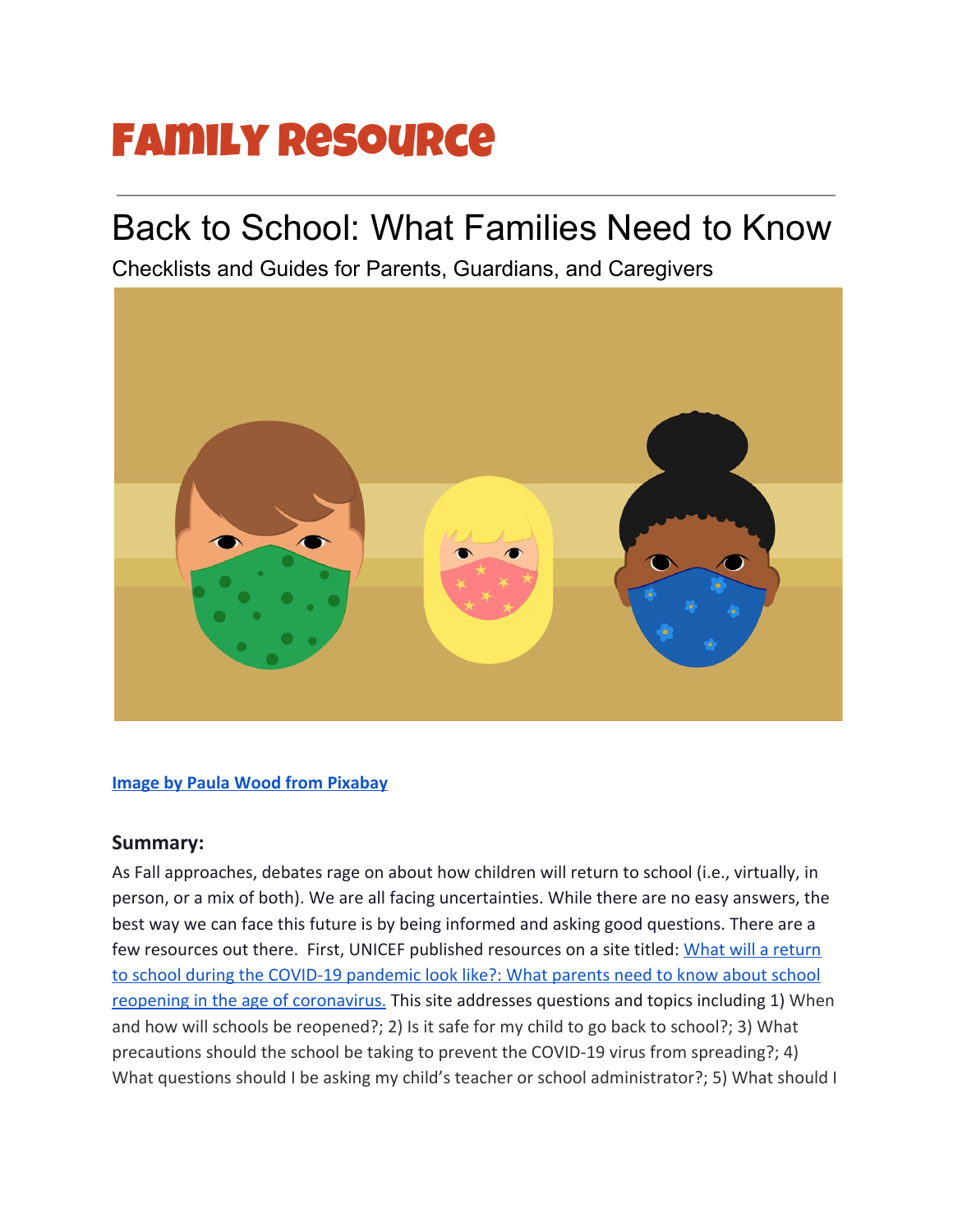# Family Resource

# Back to School: What Families Need to Know

Checklists and Guides for Parents, Guardians, and Caregivers

**Image by Paula Wood from Pixabay**

## Summary:

As Fall approaches, debates rage on about how children will return to school (i.e., virtually, in person, or a mix of both). We are all facing uncertainties. While there are no easy answers, the best way we can face this future is by being informed and asking good questions. There are a few resources out there. First, UNICEF published resources on a site titled: What will a return to school during the COVID-19 pandemic look like?: What parents need to know about school reopening in the age of coronavirus. This site addresses questions and topics including 1) When and how will schools be reopened?; 2) Is it safe for my child to go back to school?; 3) What precautions should the school be taking to prevent the COVID-19 virus from spreading?; 4) What questions should I be asking my child's teacher or school administrator?; 5) What should I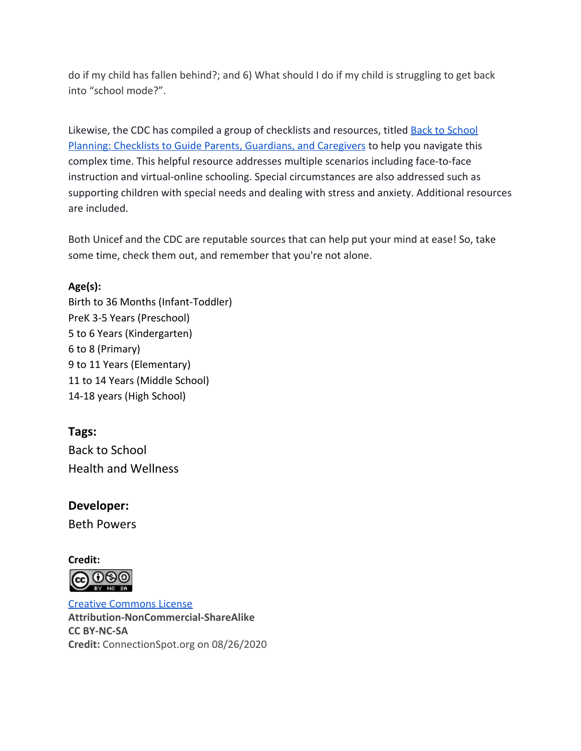do if my child has fallen behind?; and 6) What should I do if my child is struggling to get back into “school mode?”.

Likewise, the CDC has compiled a group of checklists and resources, titled [Back to School Planning: Checklists to Guide Parents, Guardians, and Caregivers]() to help you navigate this complex time. This helpful resource addresses multiple scenarios including face-to-face instruction and virtual-online schooling. Special circumstances are also addressed such as supporting children with special needs and dealing with stress and anxiety. Additional resources are included.

Both Unicef and the CDC are reputable sources that can help put your mind at ease! So, take some time, check them out, and remember that you're not alone.

**Age(s):**

Birth to 36 Months (Infant-Toddler)
PreK 3-5 Years (Preschool)
5 to 6 Years (Kindergarten)
6 to 8 (Primary)
9 to 11 Years (Elementary)
11 to 14 Years (Middle School)
14-18 years (High School)

### Tags:

Back to School
Health and Wellness

### Developer:

Beth Powers

**Credit:**

[Creative Commons License]()
**Attribution-NonCommercial-ShareAlike**
**CC BY-NC-SA**
**Credit:** ConnectionSpot.org on 08/26/2020